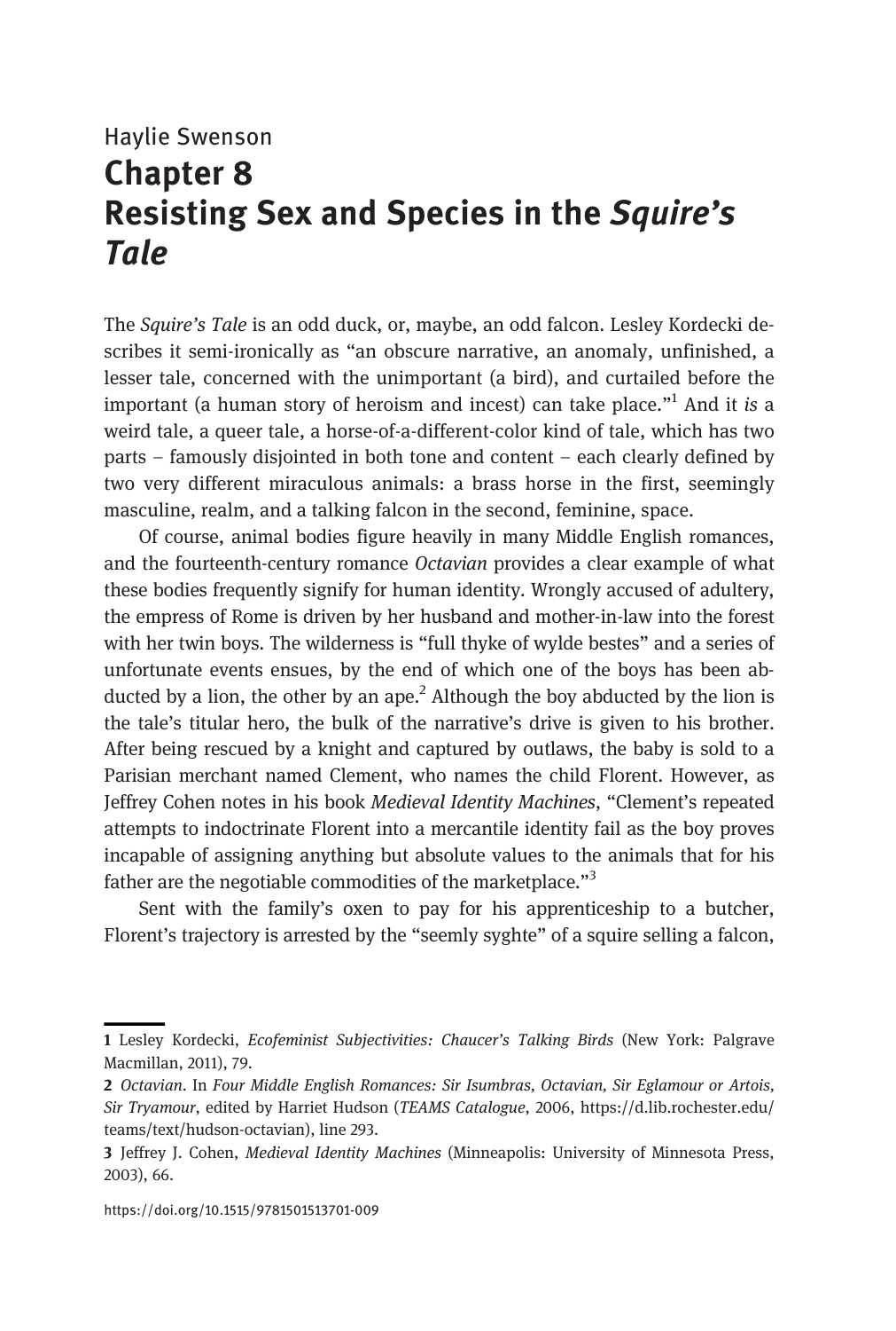Haylie Swenson

# Chapter 8 Resisting Sex and Species in the *Squire's Tale*

The *Squire's Tale* is an odd duck, or, maybe, an odd falcon. Lesley Kordecki describes it semi-ironically as "an obscure narrative, an anomaly, unfinished, a lesser tale, concerned with the unimportant (a bird), and curtailed before the important (a human story of heroism and incest) can take place."[1] And it *is* a weird tale, a queer tale, a horse-of-a-different-color kind of tale, which has two parts – famously disjointed in both tone and content – each clearly defined by two very different miraculous animals: a brass horse in the first, seemingly masculine, realm, and a talking falcon in the second, feminine, space.

Of course, animal bodies figure heavily in many Middle English romances, and the fourteenth-century romance *Octavian* provides a clear example of what these bodies frequently signify for human identity. Wrongly accused of adultery, the empress of Rome is driven by her husband and mother-in-law into the forest with her twin boys. The wilderness is "full thyke of wylde bestes" and a series of unfortunate events ensues, by the end of which one of the boys has been abducted by a lion, the other by an ape.[2] Although the boy abducted by the lion is the tale's titular hero, the bulk of the narrative's drive is given to his brother. After being rescued by a knight and captured by outlaws, the baby is sold to a Parisian merchant named Clement, who names the child Florent. However, as Jeffrey Cohen notes in his book *Medieval Identity Machines*, "Clement's repeated attempts to indoctrinate Florent into a mercantile identity fail as the boy proves incapable of assigning anything but absolute values to the animals that for his father are the negotiable commodities of the marketplace."[3]

Sent with the family's oxen to pay for his apprenticeship to a butcher, Florent's trajectory is arrested by the "seemly syghte" of a squire selling a falcon,

---

1 Lesley Kordecki, *Ecofeminist Subjectivities: Chaucer's Talking Birds* (New York: Palgrave Macmillan, 2011), 79.

2 *Octavian*. In *Four Middle English Romances: Sir Isumbras, Octavian, Sir Eglamour or Artois, Sir Tryamour*, edited by Harriet Hudson (*TEAMS Catalogue*, 2006, https://d.lib.rochester.edu/teams/text/hudson-octavian), line 293.

3 Jeffrey J. Cohen, *Medieval Identity Machines* (Minneapolis: University of Minnesota Press, 2003), 66.

https://doi.org/10.1515/9781501513701-009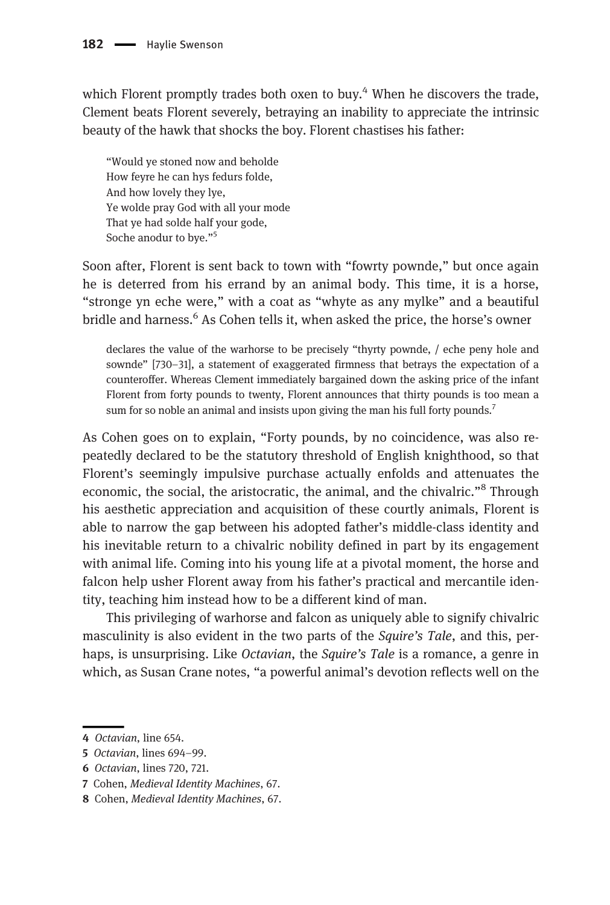which Florent promptly trades both oxen to buy.[4] When he discovers the trade, Clement beats Florent severely, betraying an inability to appreciate the intrinsic beauty of the hawk that shocks the boy. Florent chastises his father:

> "Would ye stoned now and beholde
> How feyre he can hys fedurs folde,
> And how lovely they lye,
> Ye wolde pray God with all your mode
> That ye had solde half your gode,
> Soche anodur to bye."[5]

Soon after, Florent is sent back to town with "fowrty pownde," but once again he is deterred from his errand by an animal body. This time, it is a horse, "stronge yn eche were," with a coat as "whyte as any mylke" and a beautiful bridle and harness.[6] As Cohen tells it, when asked the price, the horse's owner

> declares the value of the warhorse to be precisely "thyrty pownde, / eche peny hole and sownde" [730–31], a statement of exaggerated firmness that betrays the expectation of a counteroffer. Whereas Clement immediately bargained down the asking price of the infant Florent from forty pounds to twenty, Florent announces that thirty pounds is too mean a sum for so noble an animal and insists upon giving the man his full forty pounds.[7]

As Cohen goes on to explain, "Forty pounds, by no coincidence, was also repeatedly declared to be the statutory threshold of English knighthood, so that Florent's seemingly impulsive purchase actually enfolds and attenuates the economic, the social, the aristocratic, the animal, and the chivalric."[8] Through his aesthetic appreciation and acquisition of these courtly animals, Florent is able to narrow the gap between his adopted father's middle-class identity and his inevitable return to a chivalric nobility defined in part by its engagement with animal life. Coming into his young life at a pivotal moment, the horse and falcon help usher Florent away from his father's practical and mercantile identity, teaching him instead how to be a different kind of man.

This privileging of warhorse and falcon as uniquely able to signify chivalric masculinity is also evident in the two parts of the *Squire's Tale*, and this, perhaps, is unsurprising. Like *Octavian*, the *Squire's Tale* is a romance, a genre in which, as Susan Crane notes, "a powerful animal's devotion reflects well on the

---

4 *Octavian*, line 654.

5 *Octavian*, lines 694–99.

6 *Octavian*, lines 720, 721.

7 Cohen, *Medieval Identity Machines*, 67.

8 Cohen, *Medieval Identity Machines*, 67.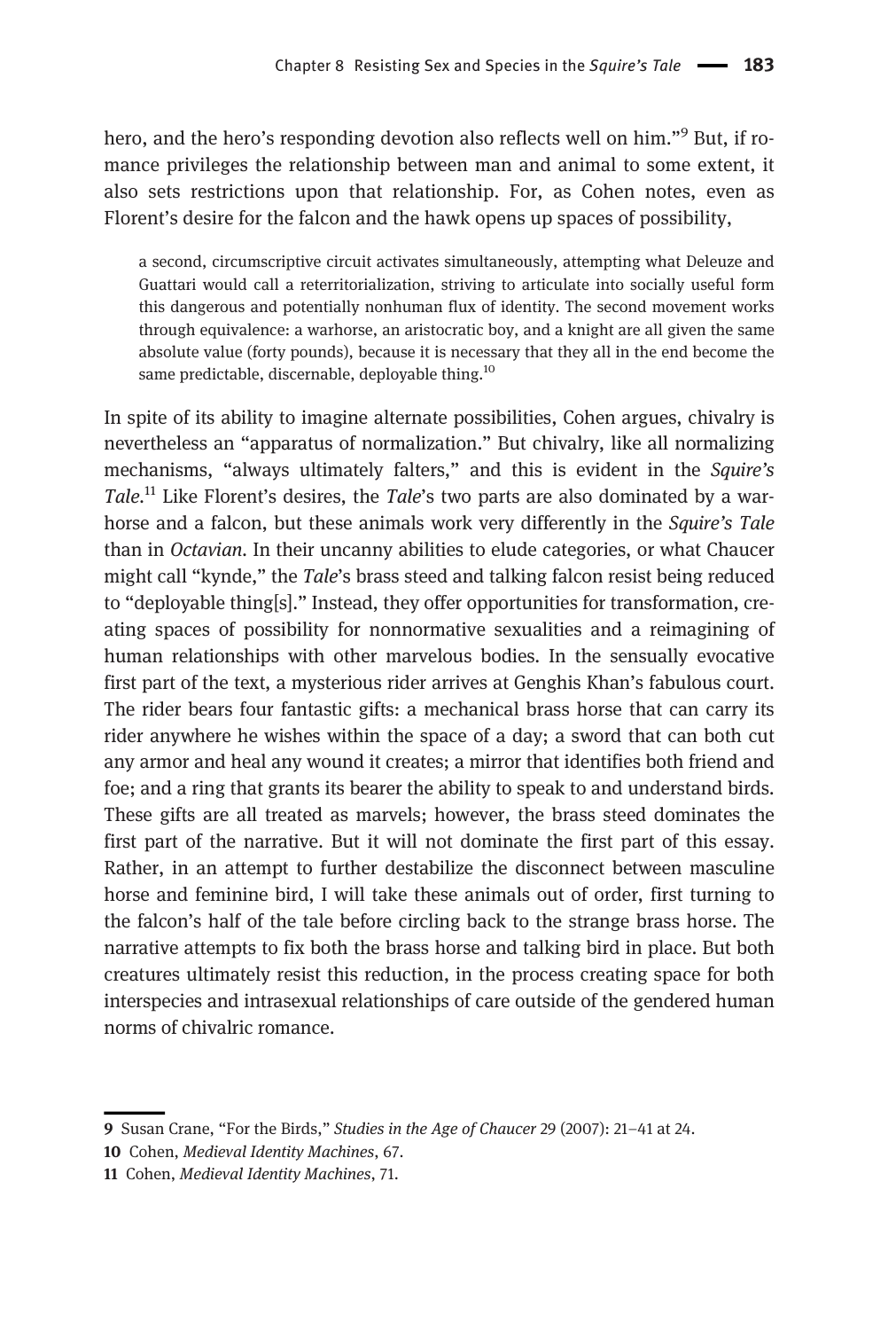hero, and the hero's responding devotion also reflects well on him."[9] But, if romance privileges the relationship between man and animal to some extent, it also sets restrictions upon that relationship. For, as Cohen notes, even as Florent's desire for the falcon and the hawk opens up spaces of possibility,

> a second, circumscriptive circuit activates simultaneously, attempting what Deleuze and Guattari would call a reterritorialization, striving to articulate into socially useful form this dangerous and potentially nonhuman flux of identity. The second movement works through equivalence: a warhorse, an aristocratic boy, and a knight are all given the same absolute value (forty pounds), because it is necessary that they all in the end become the same predictable, discernable, deployable thing.[10]

In spite of its ability to imagine alternate possibilities, Cohen argues, chivalry is nevertheless an "apparatus of normalization." But chivalry, like all normalizing mechanisms, "always ultimately falters," and this is evident in the *Squire's Tale*.[11] Like Florent's desires, the *Tale*'s two parts are also dominated by a warhorse and a falcon, but these animals work very differently in the *Squire's Tale* than in *Octavian*. In their uncanny abilities to elude categories, or what Chaucer might call "kynde," the *Tale*'s brass steed and talking falcon resist being reduced to "deployable thing[s]." Instead, they offer opportunities for transformation, creating spaces of possibility for nonnormative sexualities and a reimagining of human relationships with other marvelous bodies. In the sensually evocative first part of the text, a mysterious rider arrives at Genghis Khan's fabulous court. The rider bears four fantastic gifts: a mechanical brass horse that can carry its rider anywhere he wishes within the space of a day; a sword that can both cut any armor and heal any wound it creates; a mirror that identifies both friend and foe; and a ring that grants its bearer the ability to speak to and understand birds. These gifts are all treated as marvels; however, the brass steed dominates the first part of the narrative. But it will not dominate the first part of this essay. Rather, in an attempt to further destabilize the disconnect between masculine horse and feminine bird, I will take these animals out of order, first turning to the falcon's half of the tale before circling back to the strange brass horse. The narrative attempts to fix both the brass horse and talking bird in place. But both creatures ultimately resist this reduction, in the process creating space for both interspecies and intrasexual relationships of care outside of the gendered human norms of chivalric romance.

---

9 Susan Crane, "For the Birds," *Studies in the Age of Chaucer* 29 (2007): 21–41 at 24.

10 Cohen, *Medieval Identity Machines*, 67.

11 Cohen, *Medieval Identity Machines*, 71.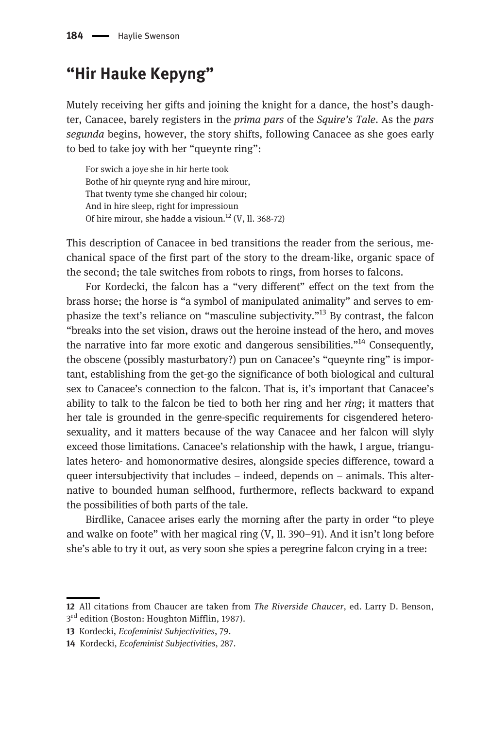## "Hir Hauke Kepyng"

Mutely receiving her gifts and joining the knight for a dance, the host's daughter, Canacee, barely registers in the *prima pars* of the *Squire's Tale*. As the *pars segunda* begins, however, the story shifts, following Canacee as she goes early to bed to take joy with her "queynte ring":

> For swich a joye she in hir herte took
> Bothe of hir queynte ryng and hire mirour,
> That twenty tyme she changed hir colour;
> And in hire sleep, right for impressioun
> Of hire mirour, she hadde a visioun.[12] (V, ll. 368-72)

This description of Canacee in bed transitions the reader from the serious, mechanical space of the first part of the story to the dream-like, organic space of the second; the tale switches from robots to rings, from horses to falcons.

For Kordecki, the falcon has a "very different" effect on the text from the brass horse; the horse is "a symbol of manipulated animality" and serves to emphasize the text's reliance on "masculine subjectivity."[13] By contrast, the falcon "breaks into the set vision, draws out the heroine instead of the hero, and moves the narrative into far more exotic and dangerous sensibilities."[14] Consequently, the obscene (possibly masturbatory?) pun on Canacee's "queynte ring" is important, establishing from the get-go the significance of both biological and cultural sex to Canacee's connection to the falcon. That is, it's important that Canacee's ability to talk to the falcon be tied to both her ring and her *ring*; it matters that her tale is grounded in the genre-specific requirements for cisgendered heterosexuality, and it matters because of the way Canacee and her falcon will slyly exceed those limitations. Canacee's relationship with the hawk, I argue, triangulates hetero- and homonormative desires, alongside species difference, toward a queer intersubjectivity that includes – indeed, depends on – animals. This alternative to bounded human selfhood, furthermore, reflects backward to expand the possibilities of both parts of the tale.

Birdlike, Canacee arises early the morning after the party in order "to pleye and walke on foote" with her magical ring (V, ll. 390–91). And it isn't long before she's able to try it out, as very soon she spies a peregrine falcon crying in a tree:

---

12 All citations from Chaucer are taken from *The Riverside Chaucer*, ed. Larry D. Benson, 3rd edition (Boston: Houghton Mifflin, 1987).

13 Kordecki, *Ecofeminist Subjectivities*, 79.

14 Kordecki, *Ecofeminist Subjectivities*, 287.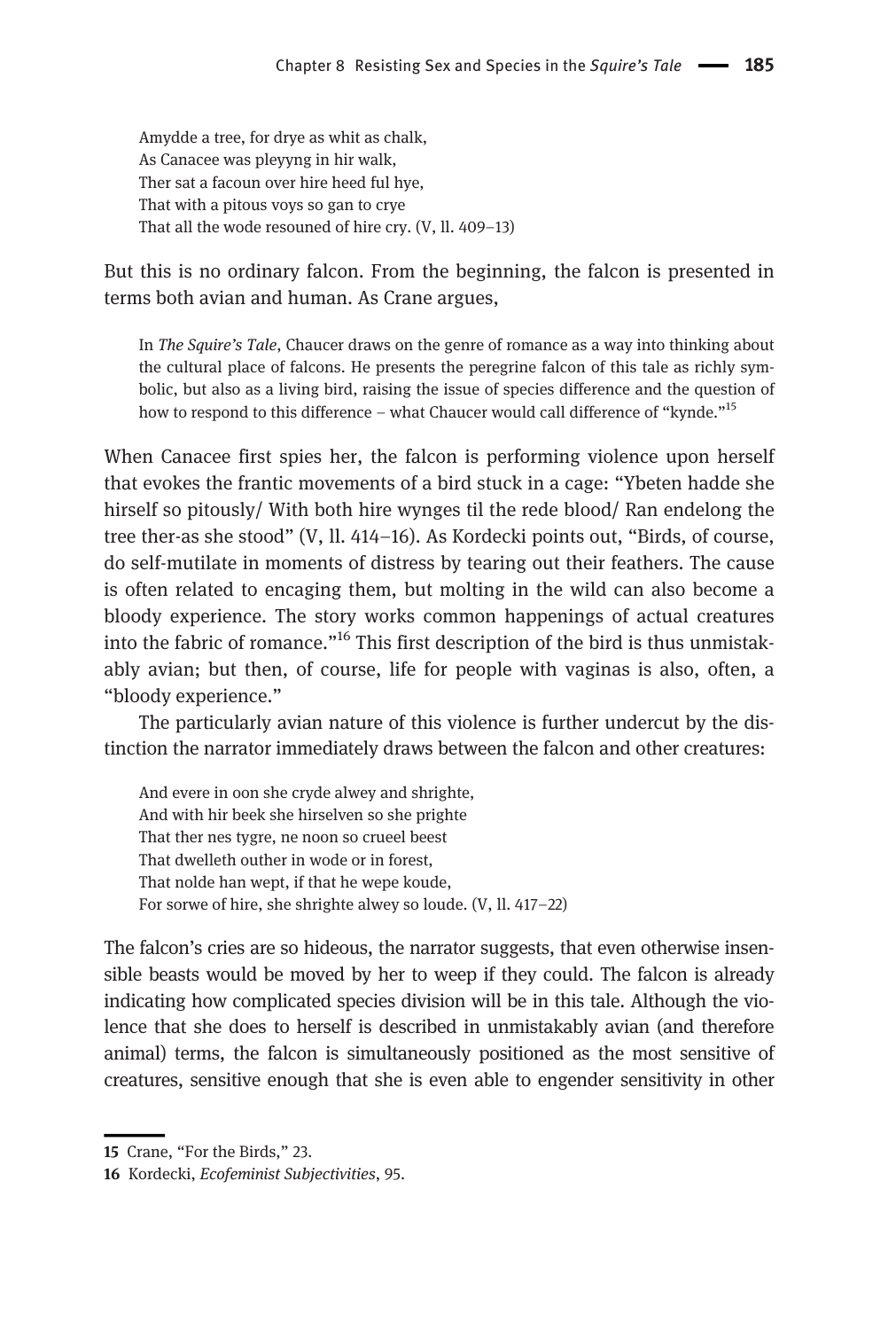> Amydde a tree, for drye as whit as chalk,
> As Canacee was pleyyng in hir walk,
> Ther sat a facoun over hire heed ful hye,
> That with a pitous voys so gan to crye
> That all the wode resouned of hire cry. (V, ll. 409–13)

But this is no ordinary falcon. From the beginning, the falcon is presented in terms both avian and human. As Crane argues,

> In *The Squire's Tale*, Chaucer draws on the genre of romance as a way into thinking about the cultural place of falcons. He presents the peregrine falcon of this tale as richly symbolic, but also as a living bird, raising the issue of species difference and the question of how to respond to this difference – what Chaucer would call difference of "kynde."[15]

When Canacee first spies her, the falcon is performing violence upon herself that evokes the frantic movements of a bird stuck in a cage: "Ybeten hadde she hirself so pitously/ With both hire wynges til the rede blood/ Ran endelong the tree ther-as she stood" (V, ll. 414–16). As Kordecki points out, "Birds, of course, do self-mutilate in moments of distress by tearing out their feathers. The cause is often related to encaging them, but molting in the wild can also become a bloody experience. The story works common happenings of actual creatures into the fabric of romance."[16] This first description of the bird is thus unmistakably avian; but then, of course, life for people with vaginas is also, often, a "bloody experience."

The particularly avian nature of this violence is further undercut by the distinction the narrator immediately draws between the falcon and other creatures:

> And evere in oon she cryde alwey and shrighte,
> And with hir beek she hirselven so she prighte
> That ther nes tygre, ne noon so crueel beest
> That dwelleth outher in wode or in forest,
> That nolde han wept, if that he wepe koude,
> For sorwe of hire, she shrighte alwey so loude. (V, ll. 417–22)

The falcon's cries are so hideous, the narrator suggests, that even otherwise insensible beasts would be moved by her to weep if they could. The falcon is already indicating how complicated species division will be in this tale. Although the violence that she does to herself is described in unmistakably avian (and therefore animal) terms, the falcon is simultaneously positioned as the most sensitive of creatures, sensitive enough that she is even able to engender sensitivity in other

15 Crane, "For the Birds," 23.

16 Kordecki, *Ecofeminist Subjectivities*, 95.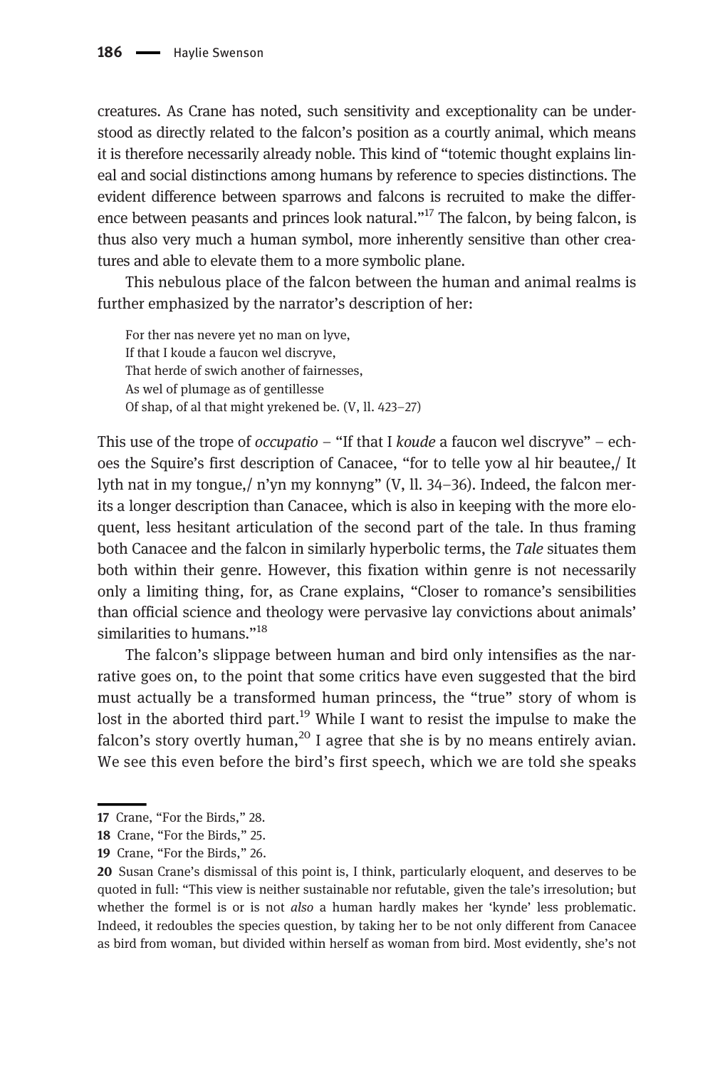creatures. As Crane has noted, such sensitivity and exceptionality can be understood as directly related to the falcon's position as a courtly animal, which means it is therefore necessarily already noble. This kind of "totemic thought explains lineal and social distinctions among humans by reference to species distinctions. The evident difference between sparrows and falcons is recruited to make the difference between peasants and princes look natural."[17] The falcon, by being falcon, is thus also very much a human symbol, more inherently sensitive than other creatures and able to elevate them to a more symbolic plane.

This nebulous place of the falcon between the human and animal realms is further emphasized by the narrator's description of her:

> For ther nas nevere yet no man on lyve,
> If that I koude a faucon wel discryve,
> That herde of swich another of fairnesses,
> As wel of plumage as of gentillesse
> Of shap, of al that might yrekened be. (V, ll. 423–27)

This use of the trope of *occupatio* – "If that I *koude* a faucon wel discryve" – echoes the Squire's first description of Canacee, "for to telle yow al hir beautee,/ It lyth nat in my tongue,/ n'yn my konnyng" (V, ll. 34–36). Indeed, the falcon merits a longer description than Canacee, which is also in keeping with the more eloquent, less hesitant articulation of the second part of the tale. In thus framing both Canacee and the falcon in similarly hyperbolic terms, the *Tale* situates them both within their genre. However, this fixation within genre is not necessarily only a limiting thing, for, as Crane explains, "Closer to romance's sensibilities than official science and theology were pervasive lay convictions about animals' similarities to humans."[18]

The falcon's slippage between human and bird only intensifies as the narrative goes on, to the point that some critics have even suggested that the bird must actually be a transformed human princess, the "true" story of whom is lost in the aborted third part.[19] While I want to resist the impulse to make the falcon's story overtly human,[20] I agree that she is by no means entirely avian. We see this even before the bird's first speech, which we are told she speaks

---

17 Crane, "For the Birds," 28.

18 Crane, "For the Birds," 25.

19 Crane, "For the Birds," 26.

20 Susan Crane's dismissal of this point is, I think, particularly eloquent, and deserves to be quoted in full: "This view is neither sustainable nor refutable, given the tale's irresolution; but whether the formel is or is not *also* a human hardly makes her 'kynde' less problematic. Indeed, it redoubles the species question, by taking her to be not only different from Canacee as bird from woman, but divided within herself as woman from bird. Most evidently, she's not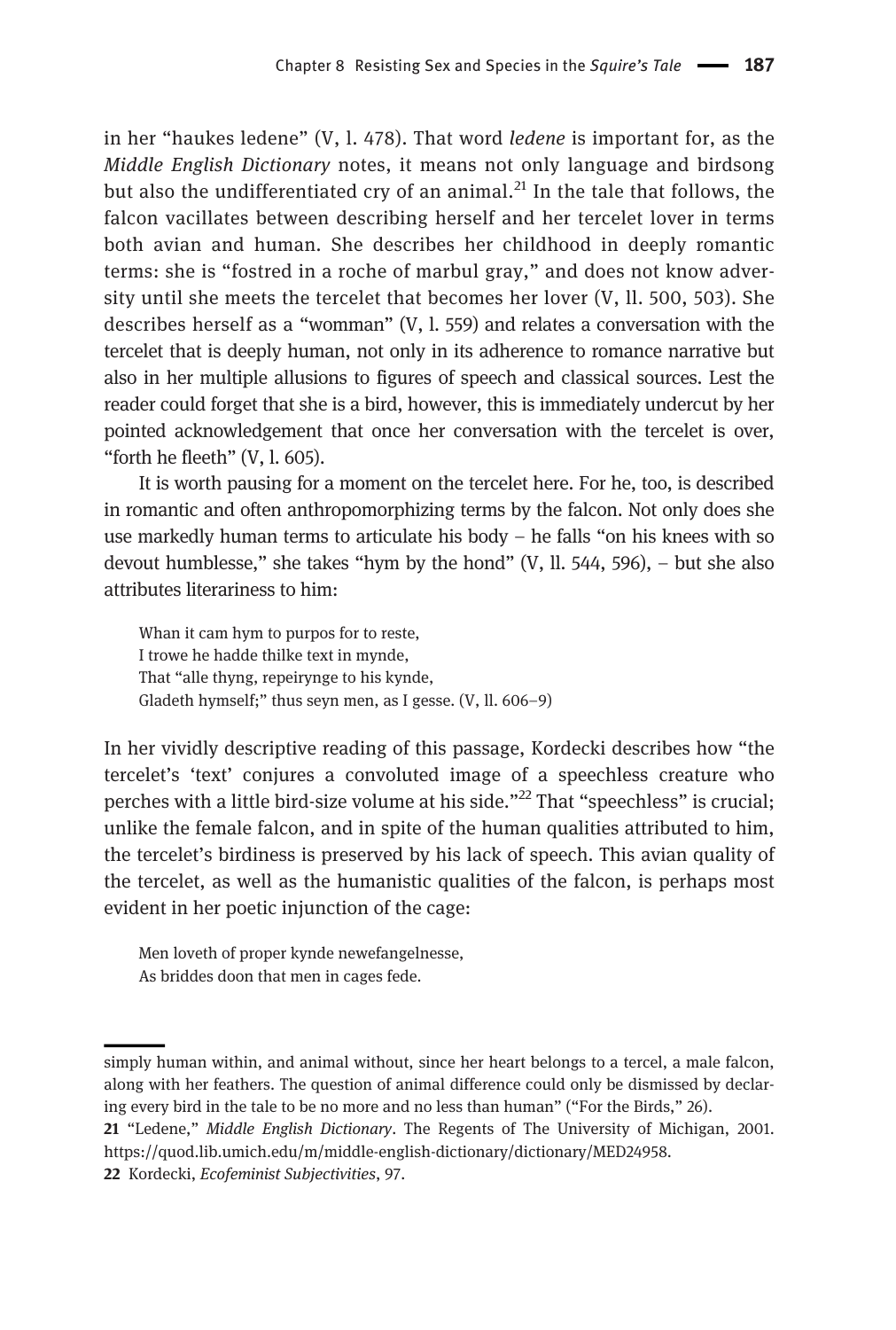in her "haukes ledene" (V, l. 478). That word *ledene* is important for, as the *Middle English Dictionary* notes, it means not only language and birdsong but also the undifferentiated cry of an animal.[21] In the tale that follows, the falcon vacillates between describing herself and her tercelet lover in terms both avian and human. She describes her childhood in deeply romantic terms: she is "fostred in a roche of marbul gray," and does not know adversity until she meets the tercelet that becomes her lover (V, ll. 500, 503). She describes herself as a "womman" (V, l. 559) and relates a conversation with the tercelet that is deeply human, not only in its adherence to romance narrative but also in her multiple allusions to figures of speech and classical sources. Lest the reader could forget that she is a bird, however, this is immediately undercut by her pointed acknowledgement that once her conversation with the tercelet is over, "forth he fleeth" (V, l. 605).

It is worth pausing for a moment on the tercelet here. For he, too, is described in romantic and often anthropomorphizing terms by the falcon. Not only does she use markedly human terms to articulate his body – he falls "on his knees with so devout humblesse," she takes "hym by the hond" (V, ll. 544, 596), – but she also attributes literariness to him:

> Whan it cam hym to purpos for to reste,
> I trowe he hadde thilke text in mynde,
> That "alle thyng, repeirynge to his kynde,
> Gladeth hymself;" thus seyn men, as I gesse. (V, ll. 606–9)

In her vividly descriptive reading of this passage, Kordecki describes how "the tercelet's 'text' conjures a convoluted image of a speechless creature who perches with a little bird-size volume at his side."[22] That "speechless" is crucial; unlike the female falcon, and in spite of the human qualities attributed to him, the tercelet's birdiness is preserved by his lack of speech. This avian quality of the tercelet, as well as the humanistic qualities of the falcon, is perhaps most evident in her poetic injunction of the cage:

> Men loveth of proper kynde newefangelnesse,
> As briddes doon that men in cages fede.

---

simply human within, and animal without, since her heart belongs to a tercel, a male falcon, along with her feathers. The question of animal difference could only be dismissed by declaring every bird in the tale to be no more and no less than human" ("For the Birds," 26).

21 "Ledene," *Middle English Dictionary*. The Regents of The University of Michigan, 2001. https://quod.lib.umich.edu/m/middle-english-dictionary/dictionary/MED24958.

22 Kordecki, *Ecofeminist Subjectivities*, 97.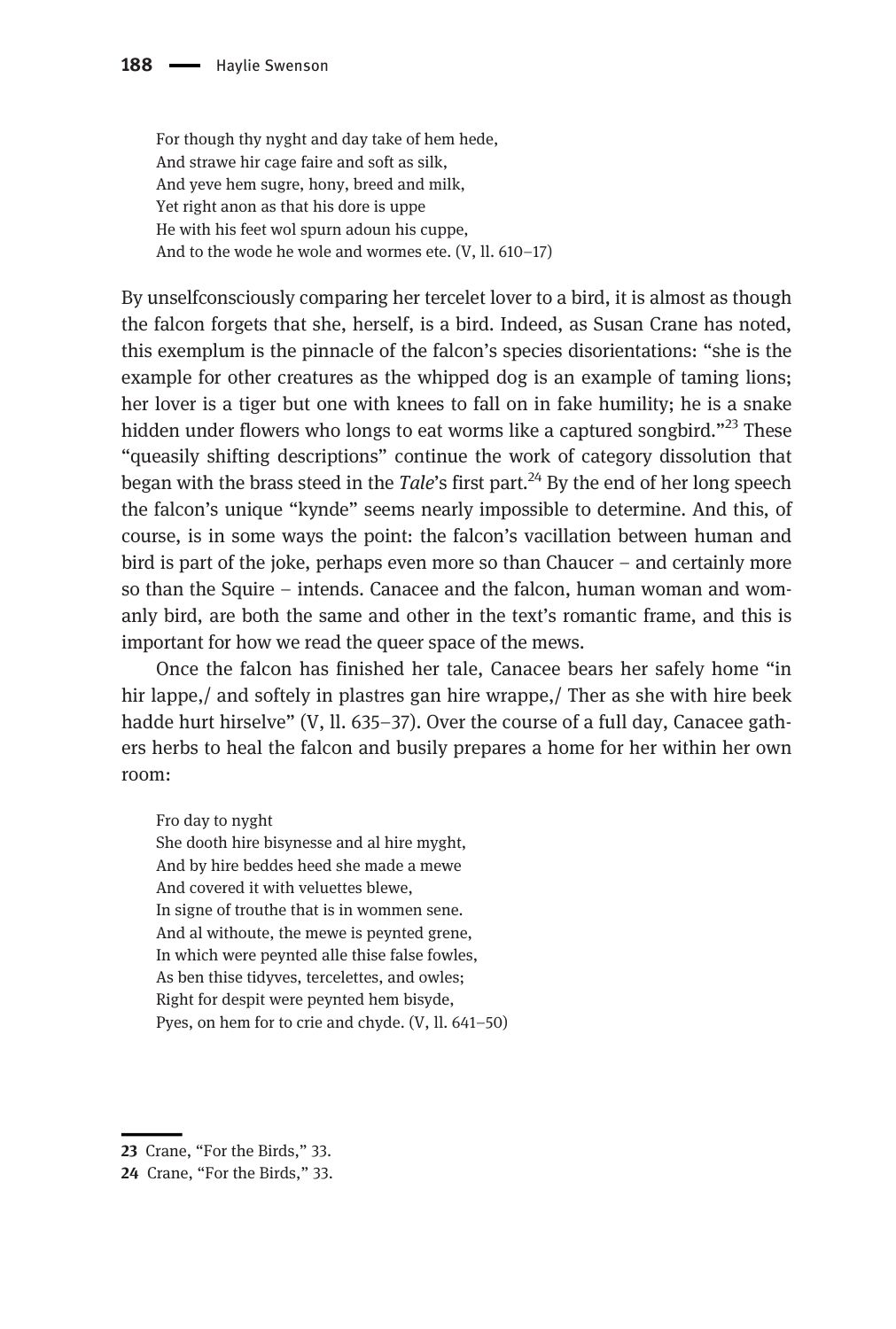> For though thy nyght and day take of hem hede,
> And strawe hir cage faire and soft as silk,
> And yeve hem sugre, hony, breed and milk,
> Yet right anon as that his dore is uppe
> He with his feet wol spurn adoun his cuppe,
> And to the wode he wole and wormes ete. (V, ll. 610–17)

By unselfconsciously comparing her tercelet lover to a bird, it is almost as though the falcon forgets that she, herself, is a bird. Indeed, as Susan Crane has noted, this exemplum is the pinnacle of the falcon's species disorientations: "she is the example for other creatures as the whipped dog is an example of taming lions; her lover is a tiger but one with knees to fall on in fake humility; he is a snake hidden under flowers who longs to eat worms like a captured songbird."[23] These "queasily shifting descriptions" continue the work of category dissolution that began with the brass steed in the *Tale*'s first part.[24] By the end of her long speech the falcon's unique "kynde" seems nearly impossible to determine. And this, of course, is in some ways the point: the falcon's vacillation between human and bird is part of the joke, perhaps even more so than Chaucer – and certainly more so than the Squire – intends. Canacee and the falcon, human woman and womanly bird, are both the same and other in the text's romantic frame, and this is important for how we read the queer space of the mews.

Once the falcon has finished her tale, Canacee bears her safely home "in hir lappe,/ and softely in plastres gan hire wrappe,/ Ther as she with hire beek hadde hurt hirselve" (V, ll. 635–37). Over the course of a full day, Canacee gathers herbs to heal the falcon and busily prepares a home for her within her own room:

> Fro day to nyght
> She dooth hire bisynesse and al hire myght,
> And by hire beddes heed she made a mewe
> And covered it with veluettes blewe,
> In signe of trouthe that is in wommen sene.
> And al withoute, the mewe is peynted grene,
> In which were peynted alle thise false fowles,
> As ben thise tidyves, tercelettes, and owles;
> Right for despit were peynted hem bisyde,
> Pyes, on hem for to crie and chyde. (V, ll. 641–50)

---

23 Crane, "For the Birds," 33.

24 Crane, "For the Birds," 33.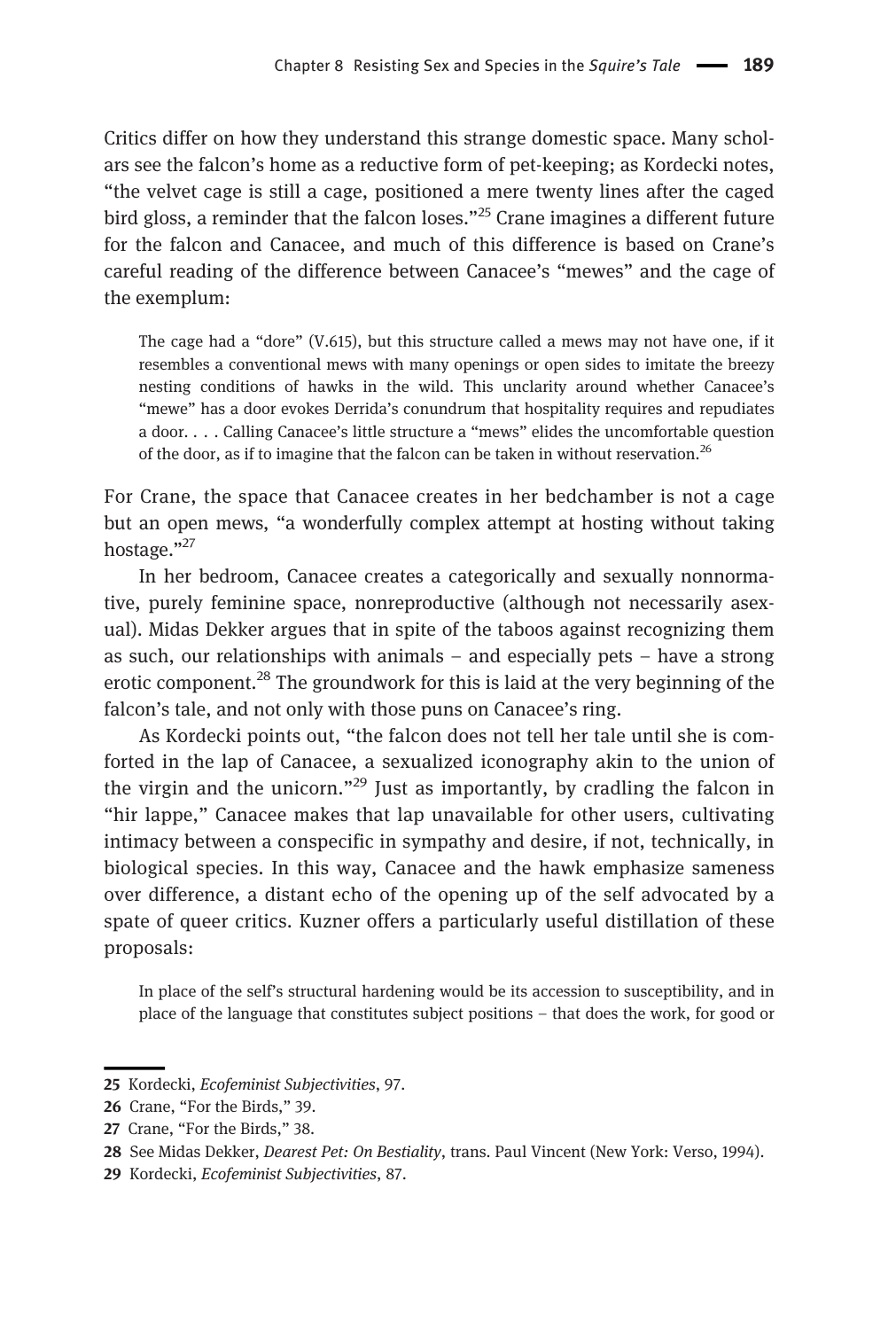Critics differ on how they understand this strange domestic space. Many scholars see the falcon's home as a reductive form of pet-keeping; as Kordecki notes, "the velvet cage is still a cage, positioned a mere twenty lines after the caged bird gloss, a reminder that the falcon loses."[25] Crane imagines a different future for the falcon and Canacee, and much of this difference is based on Crane's careful reading of the difference between Canacee's "mewes" and the cage of the exemplum:

> The cage had a "dore" (V.615), but this structure called a mews may not have one, if it resembles a conventional mews with many openings or open sides to imitate the breezy nesting conditions of hawks in the wild. This unclarity around whether Canacee's "mewe" has a door evokes Derrida's conundrum that hospitality requires and repudiates a door. . . . Calling Canacee's little structure a "mews" elides the uncomfortable question of the door, as if to imagine that the falcon can be taken in without reservation.[26]

For Crane, the space that Canacee creates in her bedchamber is not a cage but an open mews, "a wonderfully complex attempt at hosting without taking hostage."[27]

In her bedroom, Canacee creates a categorically and sexually nonnormative, purely feminine space, nonreproductive (although not necessarily asexual). Midas Dekker argues that in spite of the taboos against recognizing them as such, our relationships with animals – and especially pets – have a strong erotic component.[28] The groundwork for this is laid at the very beginning of the falcon's tale, and not only with those puns on Canacee's ring.

As Kordecki points out, "the falcon does not tell her tale until she is comforted in the lap of Canacee, a sexualized iconography akin to the union of the virgin and the unicorn."[29] Just as importantly, by cradling the falcon in "hir lappe," Canacee makes that lap unavailable for other users, cultivating intimacy between a conspecific in sympathy and desire, if not, technically, in biological species. In this way, Canacee and the hawk emphasize sameness over difference, a distant echo of the opening up of the self advocated by a spate of queer critics. Kuzner offers a particularly useful distillation of these proposals:

> In place of the self's structural hardening would be its accession to susceptibility, and in place of the language that constitutes subject positions – that does the work, for good or

---

25 Kordecki, *Ecofeminist Subjectivities*, 97.

26 Crane, "For the Birds," 39.

27 Crane, "For the Birds," 38.

28 See Midas Dekker, *Dearest Pet: On Bestiality*, trans. Paul Vincent (New York: Verso, 1994).

29 Kordecki, *Ecofeminist Subjectivities*, 87.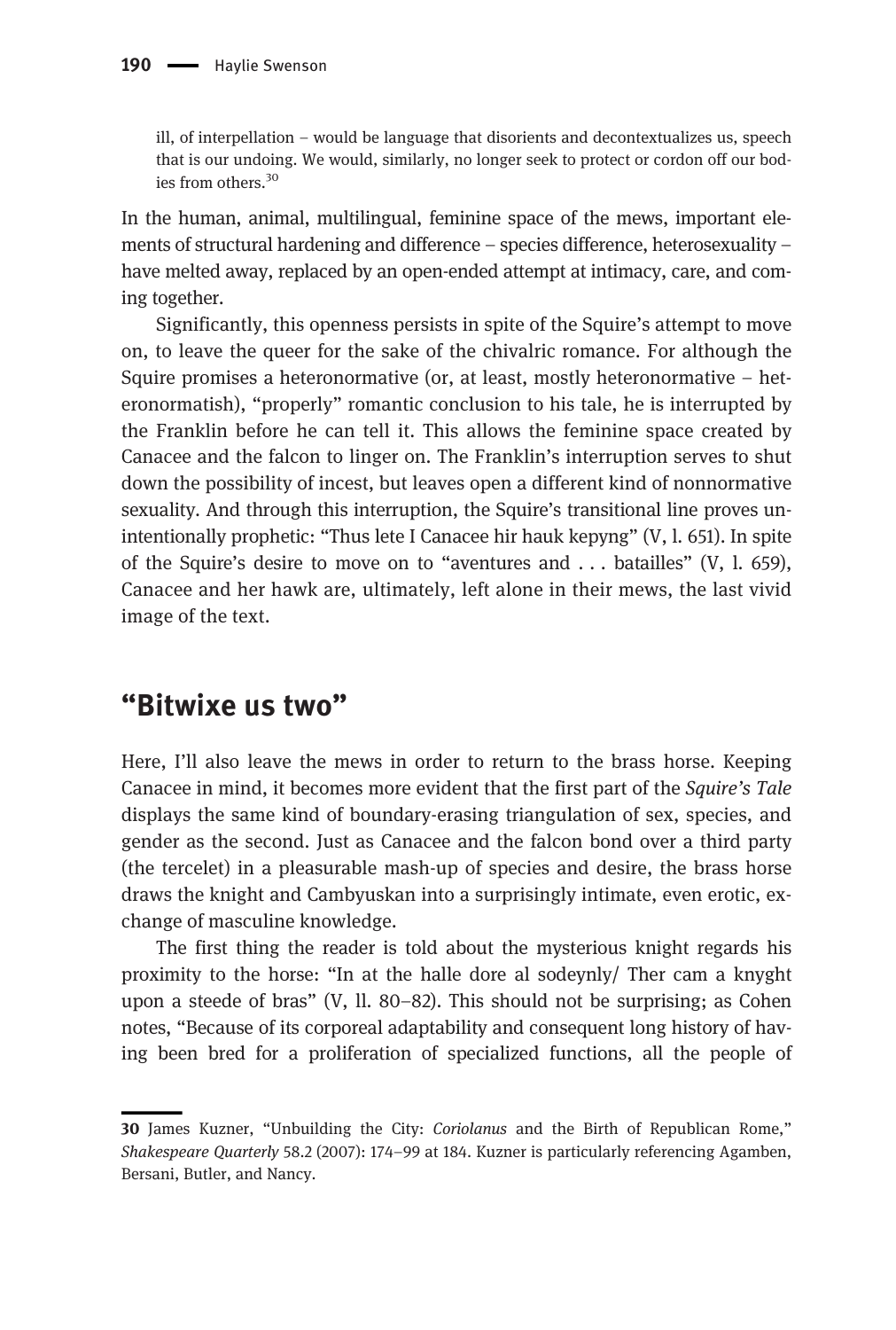> ill, of interpellation – would be language that disorients and decontextualizes us, speech that is our undoing. We would, similarly, no longer seek to protect or cordon off our bodies from others.[30]

In the human, animal, multilingual, feminine space of the mews, important elements of structural hardening and difference – species difference, heterosexuality – have melted away, replaced by an open-ended attempt at intimacy, care, and coming together.

Significantly, this openness persists in spite of the Squire's attempt to move on, to leave the queer for the sake of the chivalric romance. For although the Squire promises a heteronormative (or, at least, mostly heteronormative – heteronormatish), "properly" romantic conclusion to his tale, he is interrupted by the Franklin before he can tell it. This allows the feminine space created by Canacee and the falcon to linger on. The Franklin's interruption serves to shut down the possibility of incest, but leaves open a different kind of nonnormative sexuality. And through this interruption, the Squire's transitional line proves unintentionally prophetic: "Thus lete I Canacee hir hauk kepyng" (V, l. 651). In spite of the Squire's desire to move on to "aventures and . . . batailles" (V, l. 659), Canacee and her hawk are, ultimately, left alone in their mews, the last vivid image of the text.

## "Bitwixe us two"

Here, I'll also leave the mews in order to return to the brass horse. Keeping Canacee in mind, it becomes more evident that the first part of the *Squire's Tale* displays the same kind of boundary-erasing triangulation of sex, species, and gender as the second. Just as Canacee and the falcon bond over a third party (the tercelet) in a pleasurable mash-up of species and desire, the brass horse draws the knight and Cambyuskan into a surprisingly intimate, even erotic, exchange of masculine knowledge.

The first thing the reader is told about the mysterious knight regards his proximity to the horse: "In at the halle dore al sodeynly/ Ther cam a knyght upon a steede of bras" (V, ll. 80–82). This should not be surprising; as Cohen notes, "Because of its corporeal adaptability and consequent long history of having been bred for a proliferation of specialized functions, all the people of

---

30 James Kuzner, "Unbuilding the City: *Coriolanus* and the Birth of Republican Rome," *Shakespeare Quarterly* 58.2 (2007): 174–99 at 184. Kuzner is particularly referencing Agamben, Bersani, Butler, and Nancy.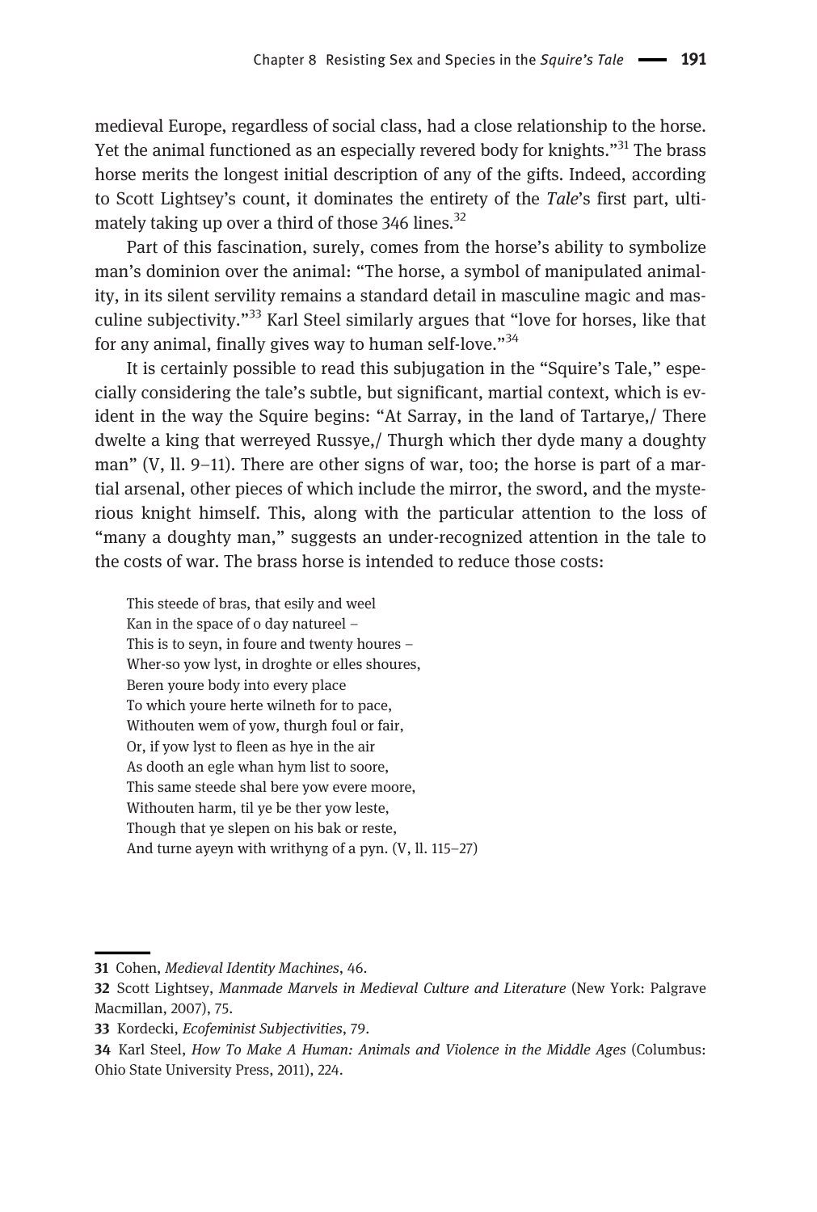medieval Europe, regardless of social class, had a close relationship to the horse. Yet the animal functioned as an especially revered body for knights."[31] The brass horse merits the longest initial description of any of the gifts. Indeed, according to Scott Lightsey's count, it dominates the entirety of the *Tale*'s first part, ultimately taking up over a third of those 346 lines.[32]

Part of this fascination, surely, comes from the horse's ability to symbolize man's dominion over the animal: "The horse, a symbol of manipulated animality, in its silent servility remains a standard detail in masculine magic and masculine subjectivity."[33] Karl Steel similarly argues that "love for horses, like that for any animal, finally gives way to human self-love."[34]

It is certainly possible to read this subjugation in the "Squire's Tale," especially considering the tale's subtle, but significant, martial context, which is evident in the way the Squire begins: "At Sarray, in the land of Tartarye,/ There dwelte a king that werreyed Russye,/ Thurgh which ther dyde many a doughty man" (V, ll. 9–11). There are other signs of war, too; the horse is part of a martial arsenal, other pieces of which include the mirror, the sword, and the mysterious knight himself. This, along with the particular attention to the loss of "many a doughty man," suggests an under-recognized attention in the tale to the costs of war. The brass horse is intended to reduce those costs:

> This steede of bras, that esily and weel
> Kan in the space of o day natureel –
> This is to seyn, in foure and twenty houres –
> Wher-so yow lyst, in droghte or elles shoures,
> Beren youre body into every place
> To which youre herte wilneth for to pace,
> Withouten wem of yow, thurgh foul or fair,
> Or, if yow lyst to fleen as hye in the air
> As dooth an egle whan hym list to soore,
> This same steede shal bere yow evere moore,
> Withouten harm, til ye be ther yow leste,
> Though that ye slepen on his bak or reste,
> And turne ayeyn with writhyng of a pyn. (V, ll. 115–27)

---

31 Cohen, *Medieval Identity Machines*, 46.

32 Scott Lightsey, *Manmade Marvels in Medieval Culture and Literature* (New York: Palgrave Macmillan, 2007), 75.

33 Kordecki, *Ecofeminist Subjectivities*, 79.

34 Karl Steel, *How To Make A Human: Animals and Violence in the Middle Ages* (Columbus: Ohio State University Press, 2011), 224.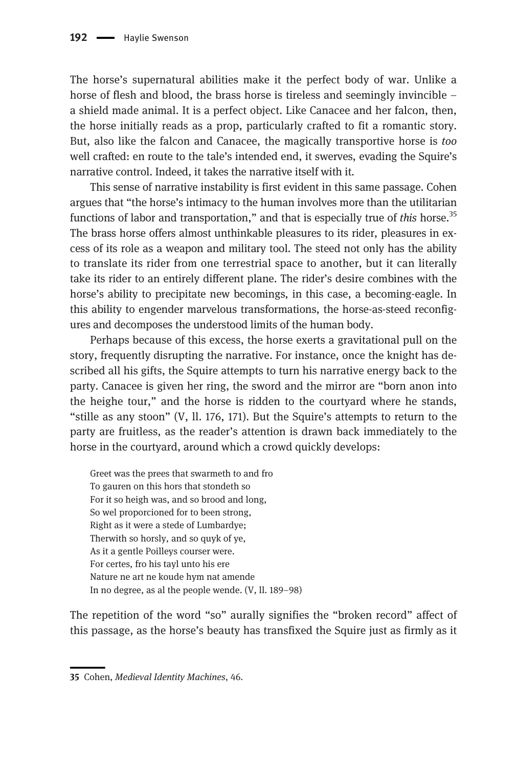The horse's supernatural abilities make it the perfect body of war. Unlike a horse of flesh and blood, the brass horse is tireless and seemingly invincible – a shield made animal. It is a perfect object. Like Canacee and her falcon, then, the horse initially reads as a prop, particularly crafted to fit a romantic story. But, also like the falcon and Canacee, the magically transportive horse is *too* well crafted: en route to the tale's intended end, it swerves, evading the Squire's narrative control. Indeed, it takes the narrative itself with it.

This sense of narrative instability is first evident in this same passage. Cohen argues that "the horse's intimacy to the human involves more than the utilitarian functions of labor and transportation," and that is especially true of *this* horse.[35] The brass horse offers almost unthinkable pleasures to its rider, pleasures in excess of its role as a weapon and military tool. The steed not only has the ability to translate its rider from one terrestrial space to another, but it can literally take its rider to an entirely different plane. The rider's desire combines with the horse's ability to precipitate new becomings, in this case, a becoming-eagle. In this ability to engender marvelous transformations, the horse-as-steed reconfigures and decomposes the understood limits of the human body.

Perhaps because of this excess, the horse exerts a gravitational pull on the story, frequently disrupting the narrative. For instance, once the knight has described all his gifts, the Squire attempts to turn his narrative energy back to the party. Canacee is given her ring, the sword and the mirror are "born anon into the heighe tour," and the horse is ridden to the courtyard where he stands, "stille as any stoon" (V, ll. 176, 171). But the Squire's attempts to return to the party are fruitless, as the reader's attention is drawn back immediately to the horse in the courtyard, around which a crowd quickly develops:

> Greet was the prees that swarmeth to and fro
> To gauren on this hors that stondeth so
> For it so heigh was, and so brood and long,
> So wel proporcioned for to been strong,
> Right as it were a stede of Lumbardye;
> Therwith so horsly, and so quyk of ye,
> As it a gentle Poilleys courser were.
> For certes, fro his tayl unto his ere
> Nature ne art ne koude hym nat amende
> In no degree, as al the people wende. (V, ll. 189–98)

The repetition of the word "so" aurally signifies the "broken record" affect of this passage, as the horse's beauty has transfixed the Squire just as firmly as it

35 Cohen, *Medieval Identity Machines*, 46.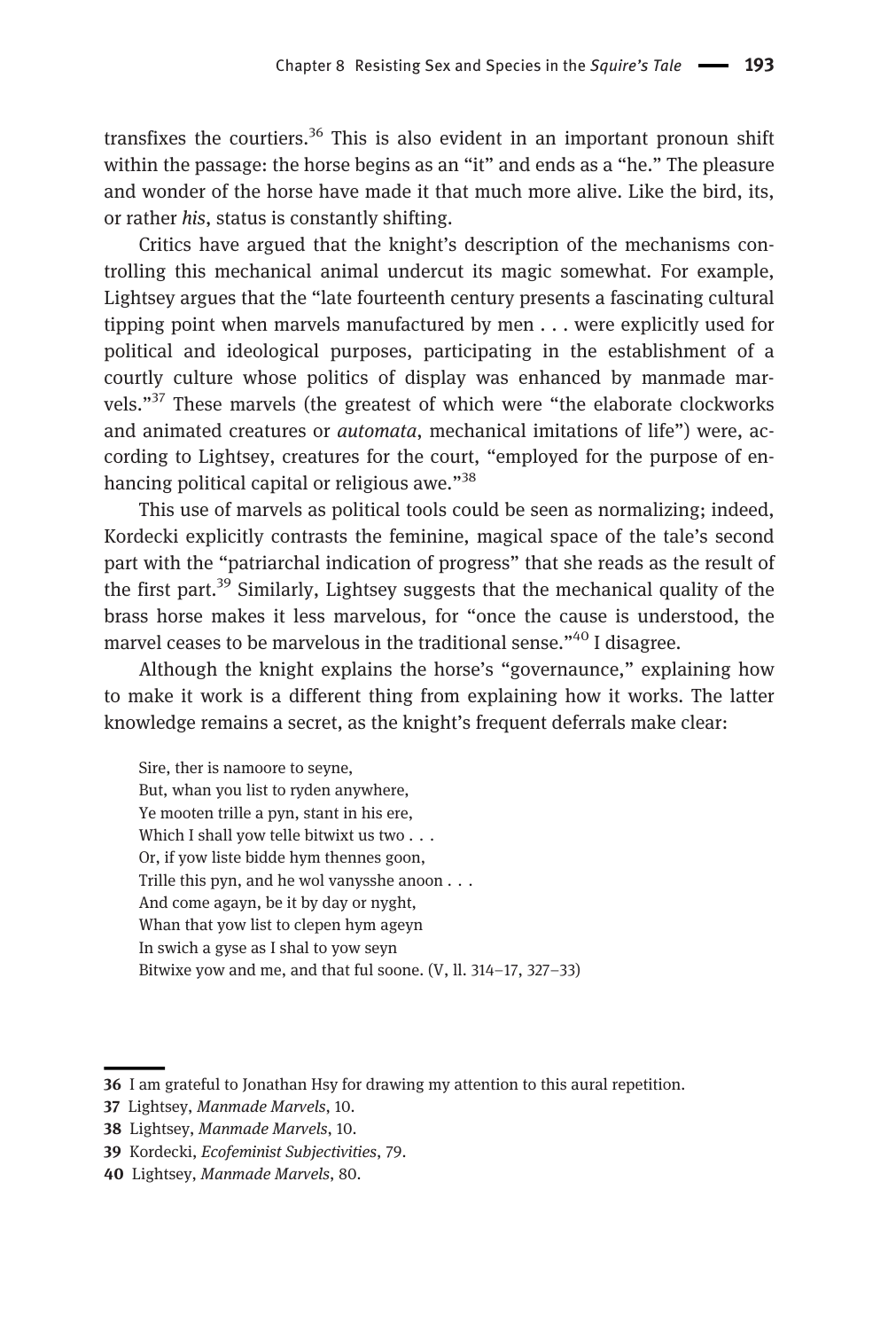transfixes the courtiers.[36] This is also evident in an important pronoun shift within the passage: the horse begins as an "it" and ends as a "he." The pleasure and wonder of the horse have made it that much more alive. Like the bird, its, or rather *his*, status is constantly shifting.

Critics have argued that the knight's description of the mechanisms controlling this mechanical animal undercut its magic somewhat. For example, Lightsey argues that the "late fourteenth century presents a fascinating cultural tipping point when marvels manufactured by men . . . were explicitly used for political and ideological purposes, participating in the establishment of a courtly culture whose politics of display was enhanced by manmade marvels."[37] These marvels (the greatest of which were "the elaborate clockworks and animated creatures or *automata*, mechanical imitations of life") were, according to Lightsey, creatures for the court, "employed for the purpose of enhancing political capital or religious awe."[38]

This use of marvels as political tools could be seen as normalizing; indeed, Kordecki explicitly contrasts the feminine, magical space of the tale's second part with the "patriarchal indication of progress" that she reads as the result of the first part.[39] Similarly, Lightsey suggests that the mechanical quality of the brass horse makes it less marvelous, for "once the cause is understood, the marvel ceases to be marvelous in the traditional sense."[40] I disagree.

Although the knight explains the horse's "governaunce," explaining how to make it work is a different thing from explaining how it works. The latter knowledge remains a secret, as the knight's frequent deferrals make clear:

> Sire, ther is namoore to seyne,
> But, whan you list to ryden anywhere,
> Ye mooten trille a pyn, stant in his ere,
> Which I shall yow telle bitwixt us two . . .
> Or, if yow liste bidde hym thennes goon,
> Trille this pyn, and he wol vanysshe anoon . . .
> And come agayn, be it by day or nyght,
> Whan that yow list to clepen hym ageyn
> In swich a gyse as I shal to yow seyn
> Bitwixe yow and me, and that ful soone. (V, ll. 314–17, 327–33)

---

36 I am grateful to Jonathan Hsy for drawing my attention to this aural repetition.

37 Lightsey, *Manmade Marvels*, 10.

38 Lightsey, *Manmade Marvels*, 10.

39 Kordecki, *Ecofeminist Subjectivities*, 79.

40 Lightsey, *Manmade Marvels*, 80.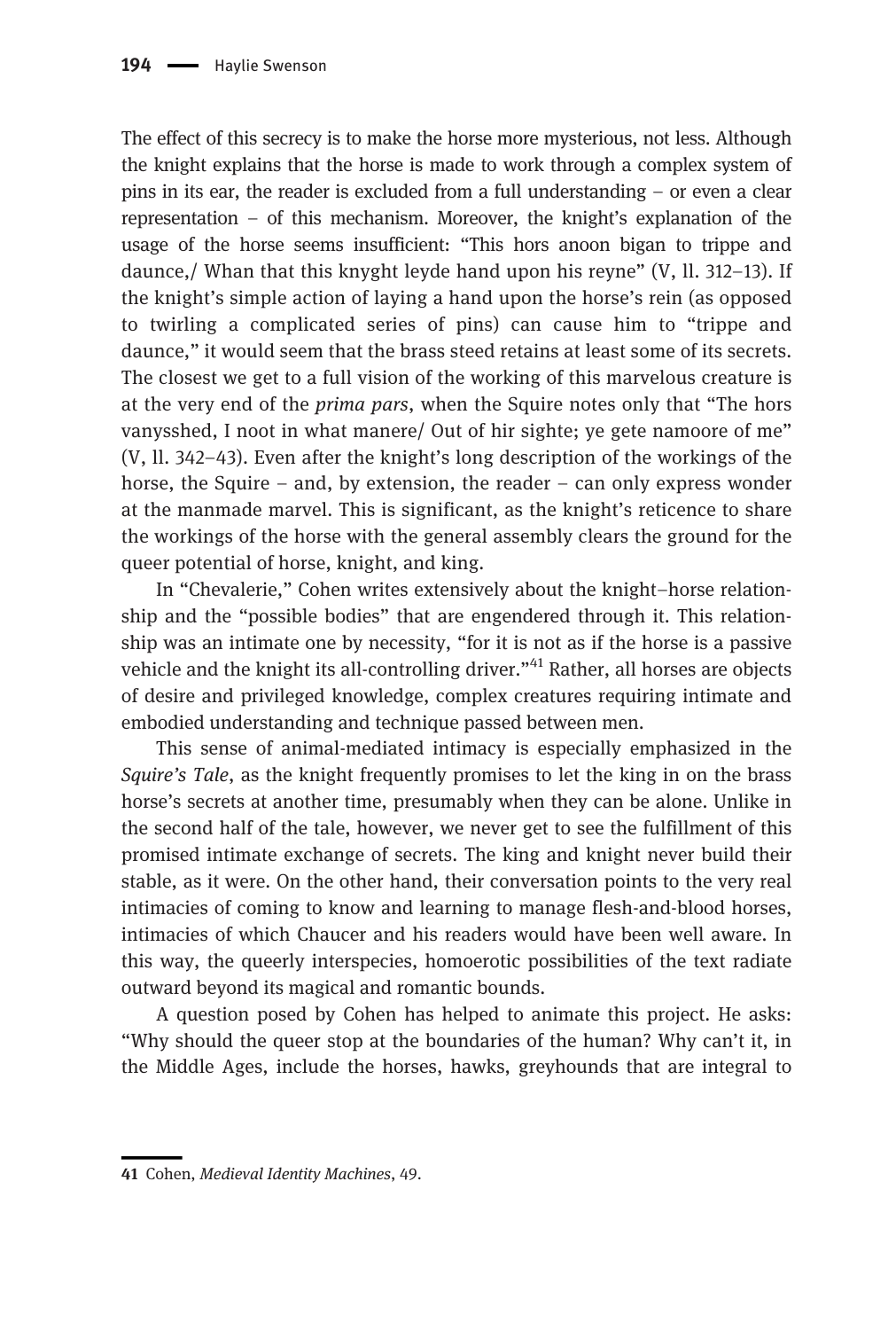The effect of this secrecy is to make the horse more mysterious, not less. Although the knight explains that the horse is made to work through a complex system of pins in its ear, the reader is excluded from a full understanding – or even a clear representation – of this mechanism. Moreover, the knight's explanation of the usage of the horse seems insufficient: "This hors anoon bigan to trippe and daunce,/ Whan that this knyght leyde hand upon his reyne" (V, ll. 312–13). If the knight's simple action of laying a hand upon the horse's rein (as opposed to twirling a complicated series of pins) can cause him to "trippe and daunce," it would seem that the brass steed retains at least some of its secrets. The closest we get to a full vision of the working of this marvelous creature is at the very end of the *prima pars*, when the Squire notes only that "The hors vanysshed, I noot in what manere/ Out of hir sighte; ye gete namoore of me" (V, ll. 342–43). Even after the knight's long description of the workings of the horse, the Squire – and, by extension, the reader – can only express wonder at the manmade marvel. This is significant, as the knight's reticence to share the workings of the horse with the general assembly clears the ground for the queer potential of horse, knight, and king.

In "Chevalerie," Cohen writes extensively about the knight–horse relationship and the "possible bodies" that are engendered through it. This relationship was an intimate one by necessity, "for it is not as if the horse is a passive vehicle and the knight its all-controlling driver."[41] Rather, all horses are objects of desire and privileged knowledge, complex creatures requiring intimate and embodied understanding and technique passed between men.

This sense of animal-mediated intimacy is especially emphasized in the *Squire's Tale*, as the knight frequently promises to let the king in on the brass horse's secrets at another time, presumably when they can be alone. Unlike in the second half of the tale, however, we never get to see the fulfillment of this promised intimate exchange of secrets. The king and knight never build their stable, as it were. On the other hand, their conversation points to the very real intimacies of coming to know and learning to manage flesh-and-blood horses, intimacies of which Chaucer and his readers would have been well aware. In this way, the queerly interspecies, homoerotic possibilities of the text radiate outward beyond its magical and romantic bounds.

A question posed by Cohen has helped to animate this project. He asks: "Why should the queer stop at the boundaries of the human? Why can't it, in the Middle Ages, include the horses, hawks, greyhounds that are integral to

---

**41** Cohen, *Medieval Identity Machines*, 49.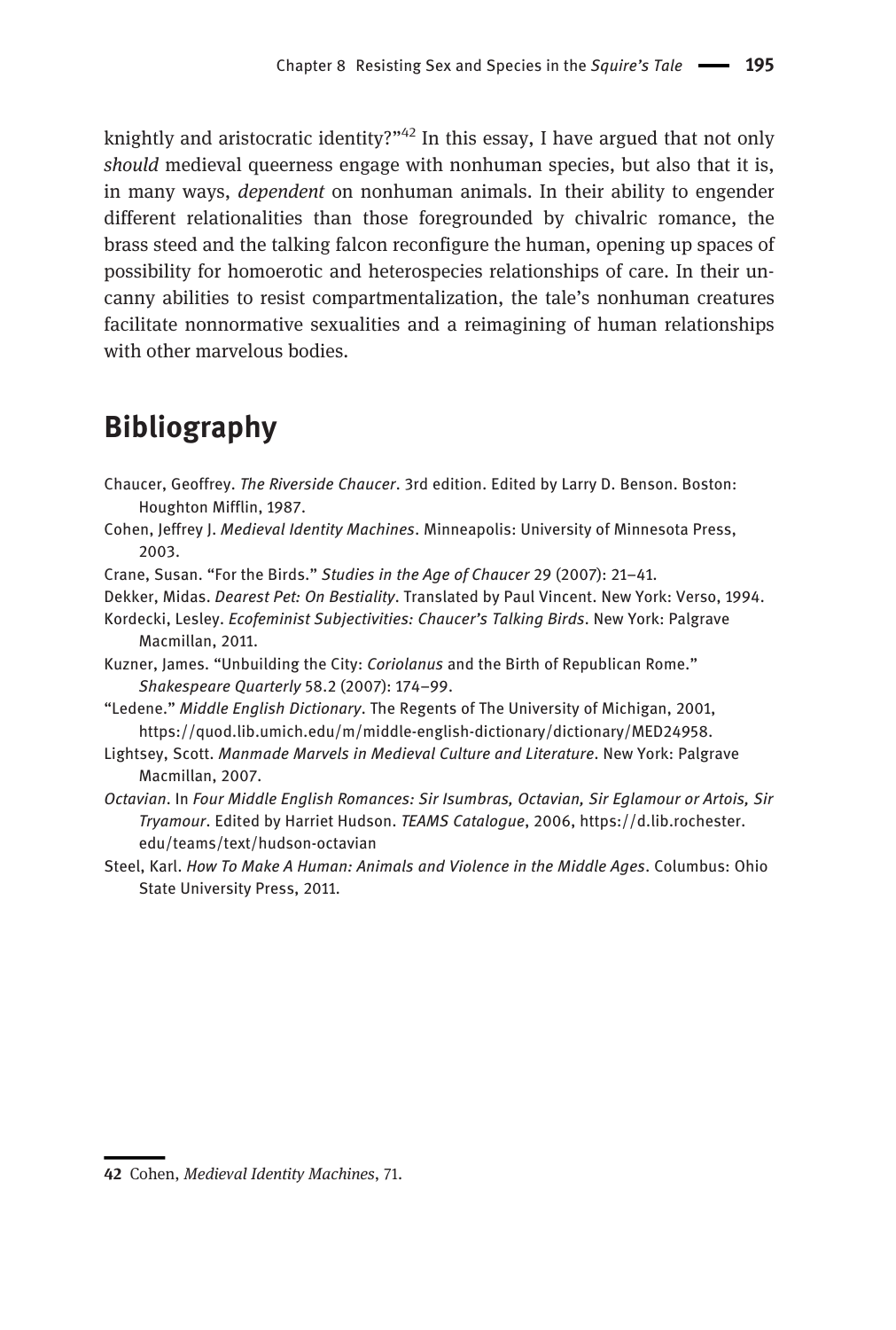knightly and aristocratic identity?"[42] In this essay, I have argued that not only *should* medieval queerness engage with nonhuman species, but also that it is, in many ways, *dependent* on nonhuman animals. In their ability to engender different relationalities than those foregrounded by chivalric romance, the brass steed and the talking falcon reconfigure the human, opening up spaces of possibility for homoerotic and heterospecies relationships of care. In their uncanny abilities to resist compartmentalization, the tale's nonhuman creatures facilitate nonnormative sexualities and a reimagining of human relationships with other marvelous bodies.

## Bibliography

Chaucer, Geoffrey. *The Riverside Chaucer*. 3rd edition. Edited by Larry D. Benson. Boston: Houghton Mifflin, 1987.

Cohen, Jeffrey J. *Medieval Identity Machines*. Minneapolis: University of Minnesota Press, 2003.

Crane, Susan. "For the Birds." *Studies in the Age of Chaucer* 29 (2007): 21–41.

Dekker, Midas. *Dearest Pet: On Bestiality*. Translated by Paul Vincent. New York: Verso, 1994.

Kordecki, Lesley. *Ecofeminist Subjectivities: Chaucer's Talking Birds*. New York: Palgrave Macmillan, 2011.

Kuzner, James. "Unbuilding the City: *Coriolanus* and the Birth of Republican Rome." *Shakespeare Quarterly* 58.2 (2007): 174–99.

"Ledene." *Middle English Dictionary*. The Regents of The University of Michigan, 2001, https://quod.lib.umich.edu/m/middle-english-dictionary/dictionary/MED24958.

Lightsey, Scott. *Manmade Marvels in Medieval Culture and Literature*. New York: Palgrave Macmillan, 2007.

*Octavian*. In *Four Middle English Romances: Sir Isumbras, Octavian, Sir Eglamour or Artois, Sir Tryamour*. Edited by Harriet Hudson. *TEAMS Catalogue*, 2006, https://d.lib.rochester.edu/teams/text/hudson-octavian

Steel, Karl. *How To Make A Human: Animals and Violence in the Middle Ages*. Columbus: Ohio State University Press, 2011.

---

42 Cohen, *Medieval Identity Machines*, 71.